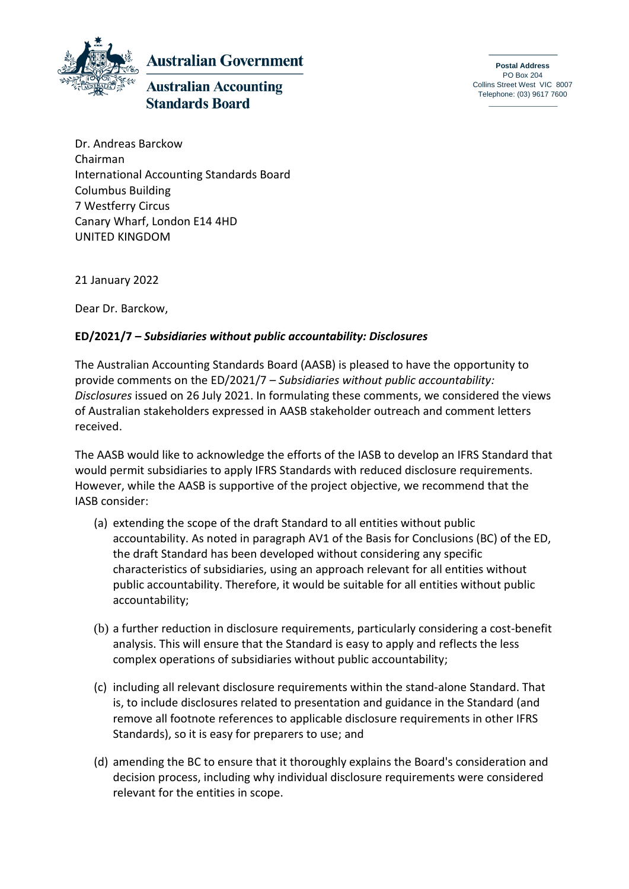**Australian Government**

**Australian Accounting Standards Board**

**Postal Address**
PO Box 204
Collins Street West VIC 8007
Telephone: (03) 9617 7600

Dr. Andreas Barckow
Chairman
International Accounting Standards Board
Columbus Building
7 Westferry Circus
Canary Wharf, London E14 4HD
UNITED KINGDOM

21 January 2022

Dear Dr. Barckow,

**ED/2021/7 – *Subsidiaries without public accountability: Disclosures***

The Australian Accounting Standards Board (AASB) is pleased to have the opportunity to provide comments on the ED/2021/7 – *Subsidiaries without public accountability: Disclosures* issued on 26 July 2021. In formulating these comments, we considered the views of Australian stakeholders expressed in AASB stakeholder outreach and comment letters received.

The AASB would like to acknowledge the efforts of the IASB to develop an IFRS Standard that would permit subsidiaries to apply IFRS Standards with reduced disclosure requirements. However, while the AASB is supportive of the project objective, we recommend that the IASB consider:

(a) extending the scope of the draft Standard to all entities without public accountability. As noted in paragraph AV1 of the Basis for Conclusions (BC) of the ED, the draft Standard has been developed without considering any specific characteristics of subsidiaries, using an approach relevant for all entities without public accountability. Therefore, it would be suitable for all entities without public accountability;

(b) a further reduction in disclosure requirements, particularly considering a cost-benefit analysis. This will ensure that the Standard is easy to apply and reflects the less complex operations of subsidiaries without public accountability;

(c) including all relevant disclosure requirements within the stand-alone Standard. That is, to include disclosures related to presentation and guidance in the Standard (and remove all footnote references to applicable disclosure requirements in other IFRS Standards), so it is easy for preparers to use; and

(d) amending the BC to ensure that it thoroughly explains the Board's consideration and decision process, including why individual disclosure requirements were considered relevant for the entities in scope.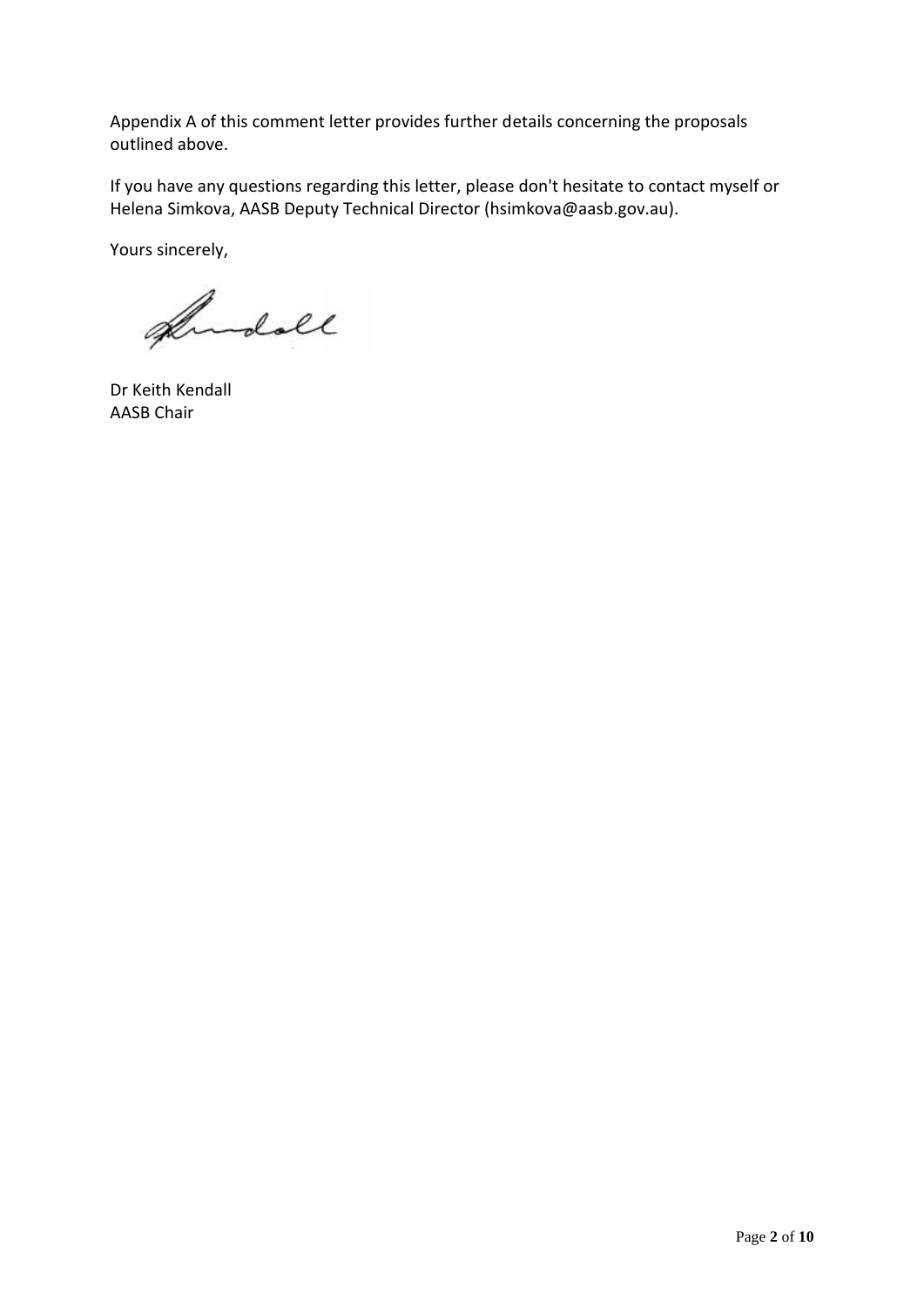Appendix A of this comment letter provides further details concerning the proposals outlined above.

If you have any questions regarding this letter, please don't hesitate to contact myself or Helena Simkova, AASB Deputy Technical Director (hsimkova@aasb.gov.au).

Yours sincerely,

Dr Keith Kendall
AASB Chair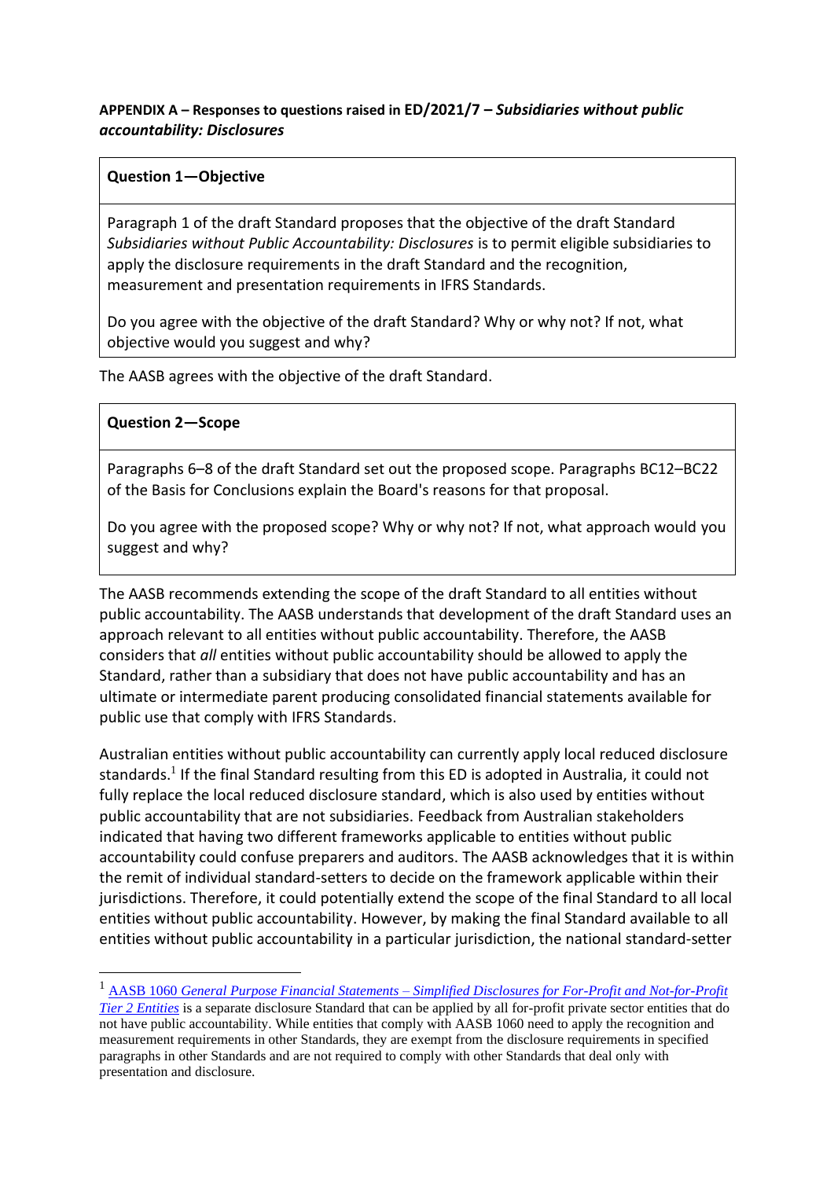**APPENDIX A – Responses to questions raised in ED/2021/7 – *Subsidiaries without public accountability: Disclosures***

| **Question 1—Objective** |
|---|
| Paragraph 1 of the draft Standard proposes that the objective of the draft Standard *Subsidiaries without Public Accountability: Disclosures* is to permit eligible subsidiaries to apply the disclosure requirements in the draft Standard and the recognition, measurement and presentation requirements in IFRS Standards.<br><br>Do you agree with the objective of the draft Standard? Why or why not? If not, what objective would you suggest and why? |

The AASB agrees with the objective of the draft Standard.

| **Question 2—Scope** |
|---|
| Paragraphs 6–8 of the draft Standard set out the proposed scope. Paragraphs BC12–BC22 of the Basis for Conclusions explain the Board's reasons for that proposal.<br><br>Do you agree with the proposed scope? Why or why not? If not, what approach would you suggest and why? |

The AASB recommends extending the scope of the draft Standard to all entities without public accountability. The AASB understands that development of the draft Standard uses an approach relevant to all entities without public accountability. Therefore, the AASB considers that *all* entities without public accountability should be allowed to apply the Standard, rather than a subsidiary that does not have public accountability and has an ultimate or intermediate parent producing consolidated financial statements available for public use that comply with IFRS Standards.

Australian entities without public accountability can currently apply local reduced disclosure standards.[1] If the final Standard resulting from this ED is adopted in Australia, it could not fully replace the local reduced disclosure standard, which is also used by entities without public accountability that are not subsidiaries. Feedback from Australian stakeholders indicated that having two different frameworks applicable to entities without public accountability could confuse preparers and auditors. The AASB acknowledges that it is within the remit of individual standard-setters to decide on the framework applicable within their jurisdictions. Therefore, it could potentially extend the scope of the final Standard to all local entities without public accountability. However, by making the final Standard available to all entities without public accountability in a particular jurisdiction, the national standard-setter

[1] AASB 1060 *General Purpose Financial Statements – Simplified Disclosures for For-Profit and Not-for-Profit Tier 2 Entities* is a separate disclosure Standard that can be applied by all for-profit private sector entities that do not have public accountability. While entities that comply with AASB 1060 need to apply the recognition and measurement requirements in other Standards, they are exempt from the disclosure requirements in specified paragraphs in other Standards and are not required to comply with other Standards that deal only with presentation and disclosure.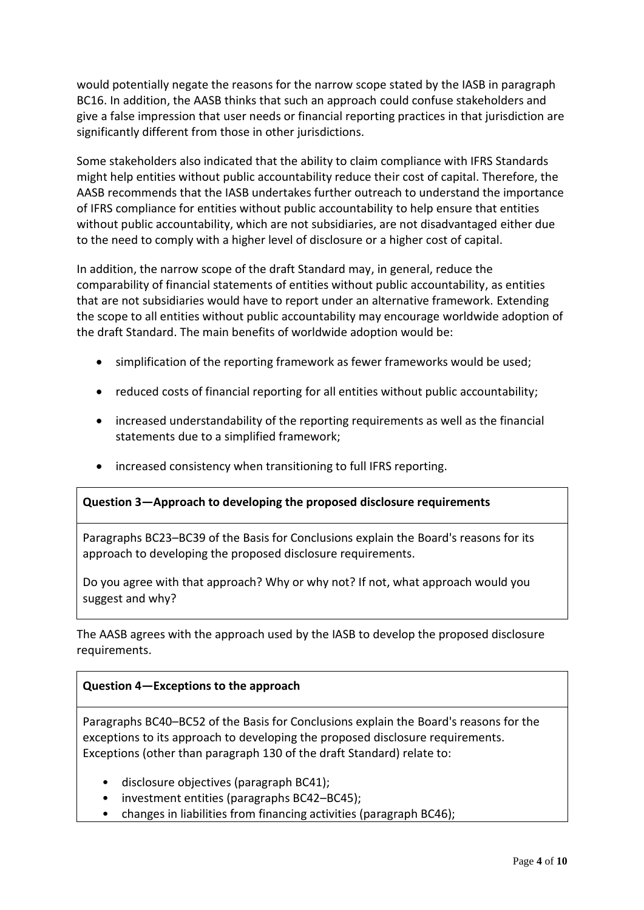would potentially negate the reasons for the narrow scope stated by the IASB in paragraph BC16. In addition, the AASB thinks that such an approach could confuse stakeholders and give a false impression that user needs or financial reporting practices in that jurisdiction are significantly different from those in other jurisdictions.

Some stakeholders also indicated that the ability to claim compliance with IFRS Standards might help entities without public accountability reduce their cost of capital. Therefore, the AASB recommends that the IASB undertakes further outreach to understand the importance of IFRS compliance for entities without public accountability to help ensure that entities without public accountability, which are not subsidiaries, are not disadvantaged either due to the need to comply with a higher level of disclosure or a higher cost of capital.

In addition, the narrow scope of the draft Standard may, in general, reduce the comparability of financial statements of entities without public accountability, as entities that are not subsidiaries would have to report under an alternative framework. Extending the scope to all entities without public accountability may encourage worldwide adoption of the draft Standard. The main benefits of worldwide adoption would be:

- simplification of the reporting framework as fewer frameworks would be used;
- reduced costs of financial reporting for all entities without public accountability;
- increased understandability of the reporting requirements as well as the financial statements due to a simplified framework;
- increased consistency when transitioning to full IFRS reporting.

**Question 3—Approach to developing the proposed disclosure requirements**

Paragraphs BC23–BC39 of the Basis for Conclusions explain the Board's reasons for its approach to developing the proposed disclosure requirements.

Do you agree with that approach? Why or why not? If not, what approach would you suggest and why?

The AASB agrees with the approach used by the IASB to develop the proposed disclosure requirements.

**Question 4—Exceptions to the approach**

Paragraphs BC40–BC52 of the Basis for Conclusions explain the Board's reasons for the exceptions to its approach to developing the proposed disclosure requirements. Exceptions (other than paragraph 130 of the draft Standard) relate to:

- disclosure objectives (paragraph BC41);
- investment entities (paragraphs BC42–BC45);
- changes in liabilities from financing activities (paragraph BC46);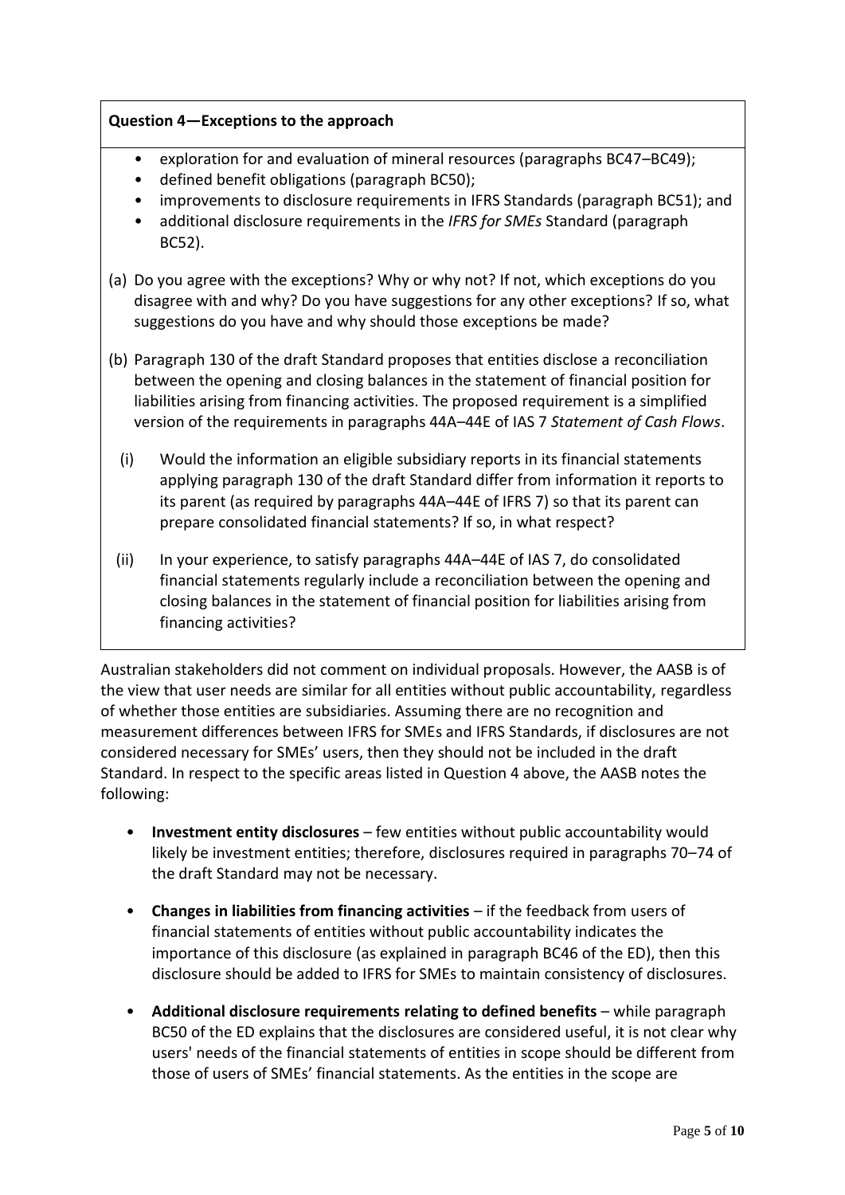**Question 4—Exceptions to the approach**

- exploration for and evaluation of mineral resources (paragraphs BC47–BC49);
- defined benefit obligations (paragraph BC50);
- improvements to disclosure requirements in IFRS Standards (paragraph BC51); and
- additional disclosure requirements in the *IFRS for SMEs* Standard (paragraph BC52).

(a) Do you agree with the exceptions? Why or why not? If not, which exceptions do you disagree with and why? Do you have suggestions for any other exceptions? If so, what suggestions do you have and why should those exceptions be made?

(b) Paragraph 130 of the draft Standard proposes that entities disclose a reconciliation between the opening and closing balances in the statement of financial position for liabilities arising from financing activities. The proposed requirement is a simplified version of the requirements in paragraphs 44A–44E of IAS 7 *Statement of Cash Flows*.

(i) Would the information an eligible subsidiary reports in its financial statements applying paragraph 130 of the draft Standard differ from information it reports to its parent (as required by paragraphs 44A–44E of IFRS 7) so that its parent can prepare consolidated financial statements? If so, in what respect?

(ii) In your experience, to satisfy paragraphs 44A–44E of IAS 7, do consolidated financial statements regularly include a reconciliation between the opening and closing balances in the statement of financial position for liabilities arising from financing activities?

Australian stakeholders did not comment on individual proposals. However, the AASB is of the view that user needs are similar for all entities without public accountability, regardless of whether those entities are subsidiaries. Assuming there are no recognition and measurement differences between IFRS for SMEs and IFRS Standards, if disclosures are not considered necessary for SMEs' users, then they should not be included in the draft Standard. In respect to the specific areas listed in Question 4 above, the AASB notes the following:

- **Investment entity disclosures** – few entities without public accountability would likely be investment entities; therefore, disclosures required in paragraphs 70–74 of the draft Standard may not be necessary.
- **Changes in liabilities from financing activities** – if the feedback from users of financial statements of entities without public accountability indicates the importance of this disclosure (as explained in paragraph BC46 of the ED), then this disclosure should be added to IFRS for SMEs to maintain consistency of disclosures.
- **Additional disclosure requirements relating to defined benefits** – while paragraph BC50 of the ED explains that the disclosures are considered useful, it is not clear why users' needs of the financial statements of entities in scope should be different from those of users of SMEs' financial statements. As the entities in the scope are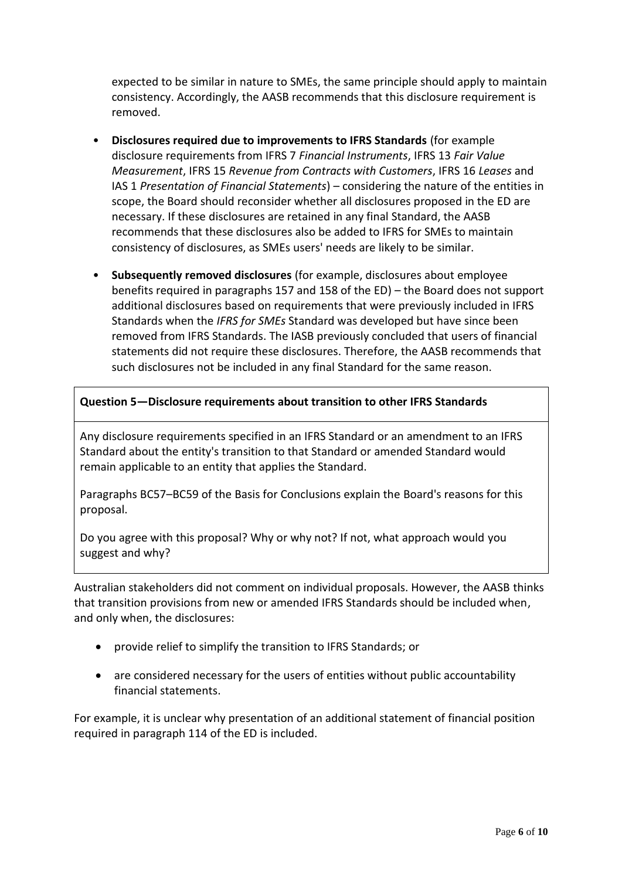expected to be similar in nature to SMEs, the same principle should apply to maintain consistency. Accordingly, the AASB recommends that this disclosure requirement is removed.

- **Disclosures required due to improvements to IFRS Standards** (for example disclosure requirements from IFRS 7 *Financial Instruments*, IFRS 13 *Fair Value Measurement*, IFRS 15 *Revenue from Contracts with Customers*, IFRS 16 *Leases* and IAS 1 *Presentation of Financial Statements*) – considering the nature of the entities in scope, the Board should reconsider whether all disclosures proposed in the ED are necessary. If these disclosures are retained in any final Standard, the AASB recommends that these disclosures also be added to IFRS for SMEs to maintain consistency of disclosures, as SMEs users' needs are likely to be similar.

- **Subsequently removed disclosures** (for example, disclosures about employee benefits required in paragraphs 157 and 158 of the ED) – the Board does not support additional disclosures based on requirements that were previously included in IFRS Standards when the *IFRS for SMEs* Standard was developed but have since been removed from IFRS Standards. The IASB previously concluded that users of financial statements did not require these disclosures. Therefore, the AASB recommends that such disclosures not be included in any final Standard for the same reason.

**Question 5—Disclosure requirements about transition to other IFRS Standards**

Any disclosure requirements specified in an IFRS Standard or an amendment to an IFRS Standard about the entity's transition to that Standard or amended Standard would remain applicable to an entity that applies the Standard.

Paragraphs BC57–BC59 of the Basis for Conclusions explain the Board's reasons for this proposal.

Do you agree with this proposal? Why or why not? If not, what approach would you suggest and why?

Australian stakeholders did not comment on individual proposals. However, the AASB thinks that transition provisions from new or amended IFRS Standards should be included when, and only when, the disclosures:

- provide relief to simplify the transition to IFRS Standards; or
- are considered necessary for the users of entities without public accountability financial statements.

For example, it is unclear why presentation of an additional statement of financial position required in paragraph 114 of the ED is included.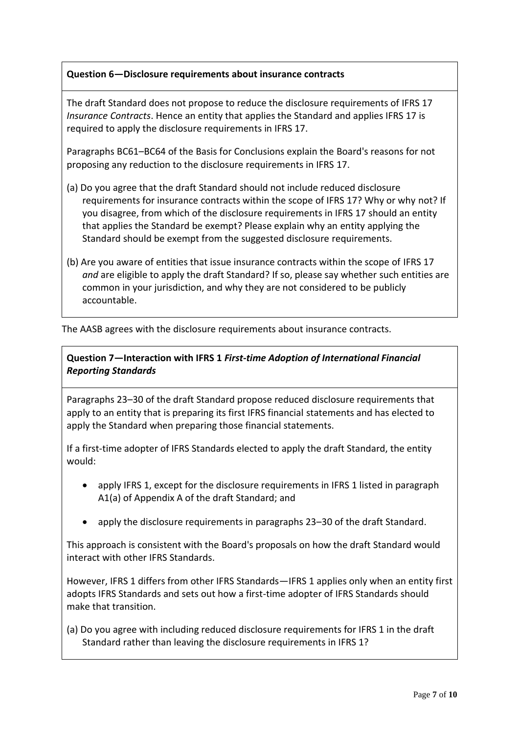**Question 6—Disclosure requirements about insurance contracts**

The draft Standard does not propose to reduce the disclosure requirements of IFRS 17 *Insurance Contracts*. Hence an entity that applies the Standard and applies IFRS 17 is required to apply the disclosure requirements in IFRS 17.

Paragraphs BC61–BC64 of the Basis for Conclusions explain the Board's reasons for not proposing any reduction to the disclosure requirements in IFRS 17.

(a) Do you agree that the draft Standard should not include reduced disclosure requirements for insurance contracts within the scope of IFRS 17? Why or why not? If you disagree, from which of the disclosure requirements in IFRS 17 should an entity that applies the Standard be exempt? Please explain why an entity applying the Standard should be exempt from the suggested disclosure requirements.

(b) Are you aware of entities that issue insurance contracts within the scope of IFRS 17 *and* are eligible to apply the draft Standard? If so, please say whether such entities are common in your jurisdiction, and why they are not considered to be publicly accountable.

The AASB agrees with the disclosure requirements about insurance contracts.

**Question 7—Interaction with IFRS 1 *First-time Adoption of International Financial Reporting Standards***

Paragraphs 23–30 of the draft Standard propose reduced disclosure requirements that apply to an entity that is preparing its first IFRS financial statements and has elected to apply the Standard when preparing those financial statements.

If a first-time adopter of IFRS Standards elected to apply the draft Standard, the entity would:

- apply IFRS 1, except for the disclosure requirements in IFRS 1 listed in paragraph A1(a) of Appendix A of the draft Standard; and
- apply the disclosure requirements in paragraphs 23–30 of the draft Standard.

This approach is consistent with the Board's proposals on how the draft Standard would interact with other IFRS Standards.

However, IFRS 1 differs from other IFRS Standards—IFRS 1 applies only when an entity first adopts IFRS Standards and sets out how a first-time adopter of IFRS Standards should make that transition.

(a) Do you agree with including reduced disclosure requirements for IFRS 1 in the draft Standard rather than leaving the disclosure requirements in IFRS 1?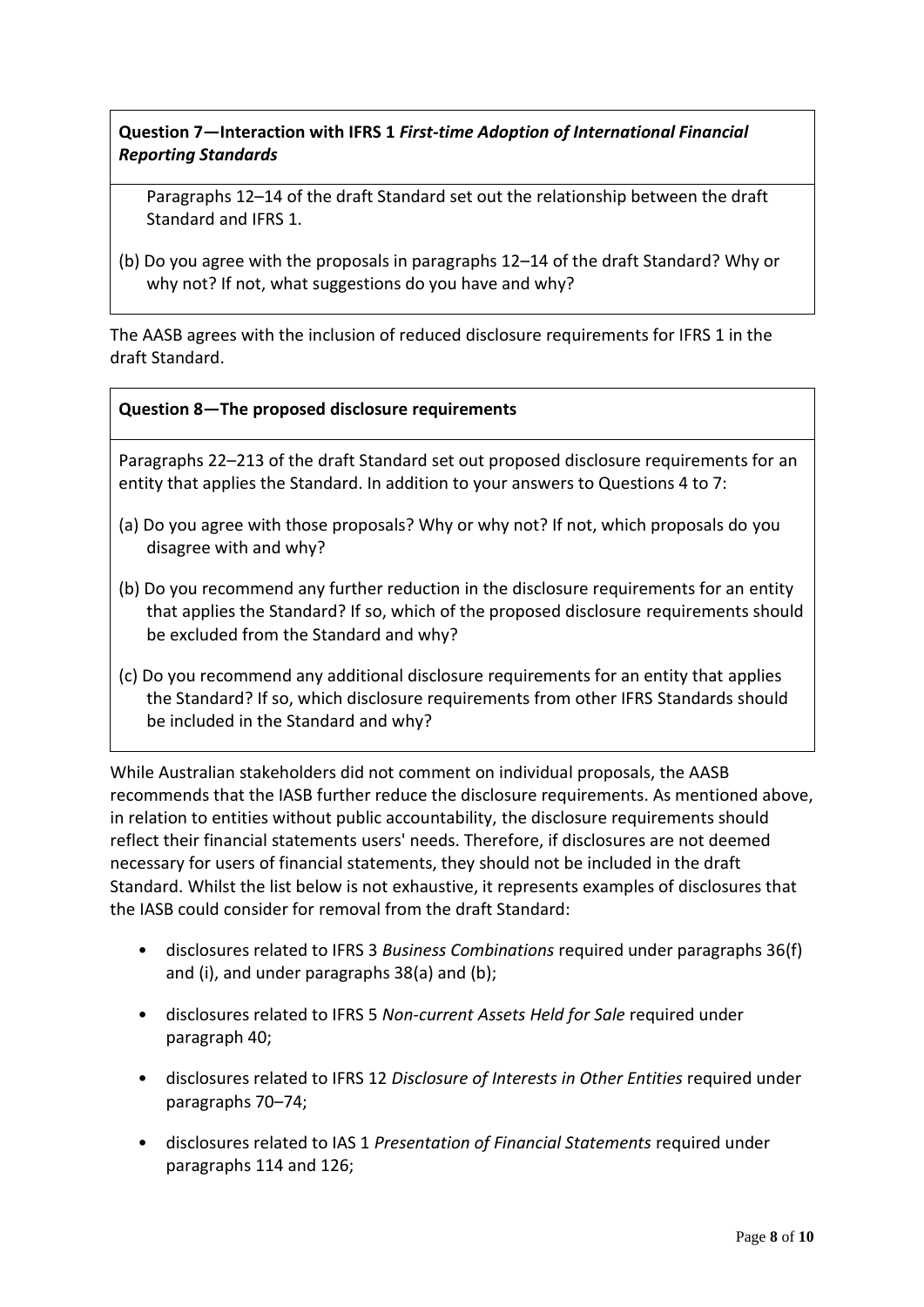**Question 7—Interaction with IFRS 1 *First-time Adoption of International Financial Reporting Standards***

Paragraphs 12–14 of the draft Standard set out the relationship between the draft Standard and IFRS 1.

(b) Do you agree with the proposals in paragraphs 12–14 of the draft Standard? Why or why not? If not, what suggestions do you have and why?

The AASB agrees with the inclusion of reduced disclosure requirements for IFRS 1 in the draft Standard.

**Question 8—The proposed disclosure requirements**

Paragraphs 22–213 of the draft Standard set out proposed disclosure requirements for an entity that applies the Standard. In addition to your answers to Questions 4 to 7:

(a) Do you agree with those proposals? Why or why not? If not, which proposals do you disagree with and why?

(b) Do you recommend any further reduction in the disclosure requirements for an entity that applies the Standard? If so, which of the proposed disclosure requirements should be excluded from the Standard and why?

(c) Do you recommend any additional disclosure requirements for an entity that applies the Standard? If so, which disclosure requirements from other IFRS Standards should be included in the Standard and why?

While Australian stakeholders did not comment on individual proposals, the AASB recommends that the IASB further reduce the disclosure requirements. As mentioned above, in relation to entities without public accountability, the disclosure requirements should reflect their financial statements users' needs. Therefore, if disclosures are not deemed necessary for users of financial statements, they should not be included in the draft Standard. Whilst the list below is not exhaustive, it represents examples of disclosures that the IASB could consider for removal from the draft Standard:

- disclosures related to IFRS 3 *Business Combinations* required under paragraphs 36(f) and (i), and under paragraphs 38(a) and (b);
- disclosures related to IFRS 5 *Non-current Assets Held for Sale* required under paragraph 40;
- disclosures related to IFRS 12 *Disclosure of Interests in Other Entities* required under paragraphs 70–74;
- disclosures related to IAS 1 *Presentation of Financial Statements* required under paragraphs 114 and 126;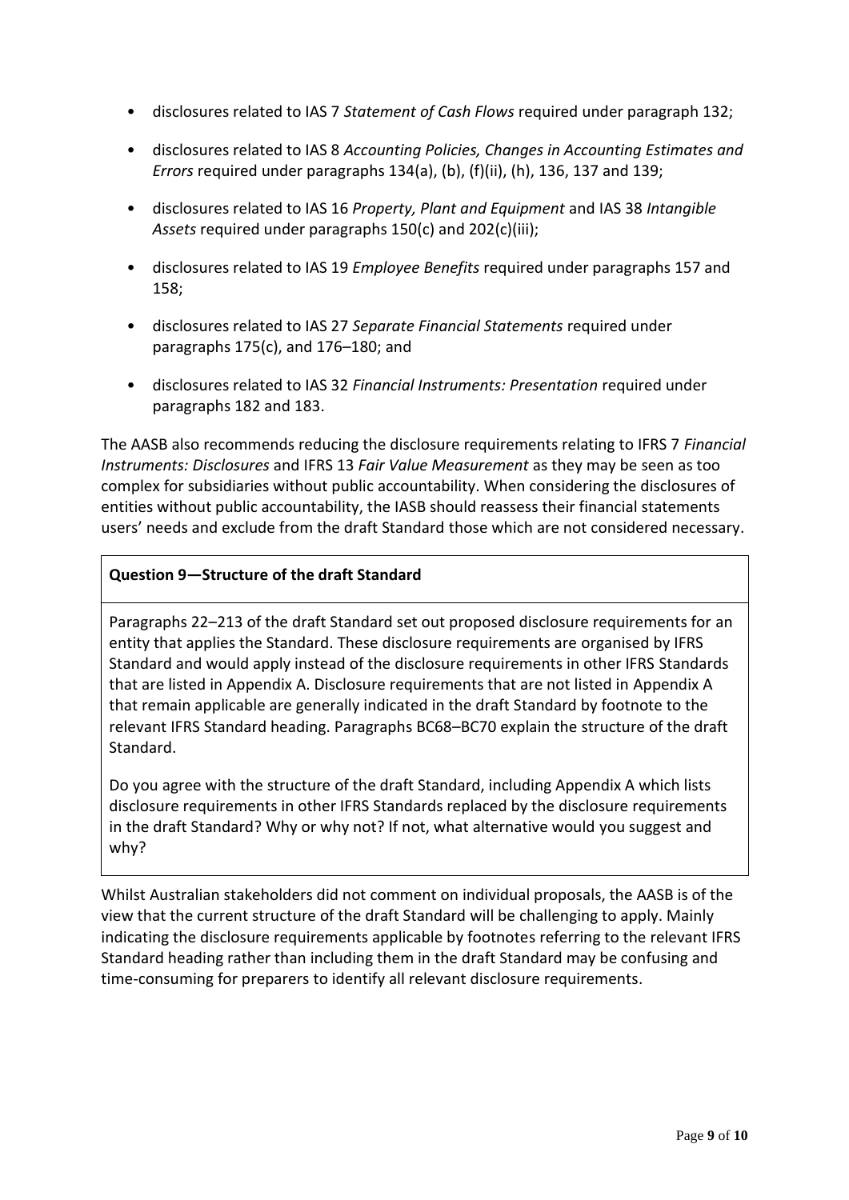- disclosures related to IAS 7 *Statement of Cash Flows* required under paragraph 132;
- disclosures related to IAS 8 *Accounting Policies, Changes in Accounting Estimates and Errors* required under paragraphs 134(a), (b), (f)(ii), (h), 136, 137 and 139;
- disclosures related to IAS 16 *Property, Plant and Equipment* and IAS 38 *Intangible Assets* required under paragraphs 150(c) and 202(c)(iii);
- disclosures related to IAS 19 *Employee Benefits* required under paragraphs 157 and 158;
- disclosures related to IAS 27 *Separate Financial Statements* required under paragraphs 175(c), and 176–180; and
- disclosures related to IAS 32 *Financial Instruments: Presentation* required under paragraphs 182 and 183.

The AASB also recommends reducing the disclosure requirements relating to IFRS 7 *Financial Instruments: Disclosures* and IFRS 13 *Fair Value Measurement* as they may be seen as too complex for subsidiaries without public accountability. When considering the disclosures of entities without public accountability, the IASB should reassess their financial statements users' needs and exclude from the draft Standard those which are not considered necessary.

**Question 9—Structure of the draft Standard**

Paragraphs 22–213 of the draft Standard set out proposed disclosure requirements for an entity that applies the Standard. These disclosure requirements are organised by IFRS Standard and would apply instead of the disclosure requirements in other IFRS Standards that are listed in Appendix A. Disclosure requirements that are not listed in Appendix A that remain applicable are generally indicated in the draft Standard by footnote to the relevant IFRS Standard heading. Paragraphs BC68–BC70 explain the structure of the draft Standard.

Do you agree with the structure of the draft Standard, including Appendix A which lists disclosure requirements in other IFRS Standards replaced by the disclosure requirements in the draft Standard? Why or why not? If not, what alternative would you suggest and why?

Whilst Australian stakeholders did not comment on individual proposals, the AASB is of the view that the current structure of the draft Standard will be challenging to apply. Mainly indicating the disclosure requirements applicable by footnotes referring to the relevant IFRS Standard heading rather than including them in the draft Standard may be confusing and time-consuming for preparers to identify all relevant disclosure requirements.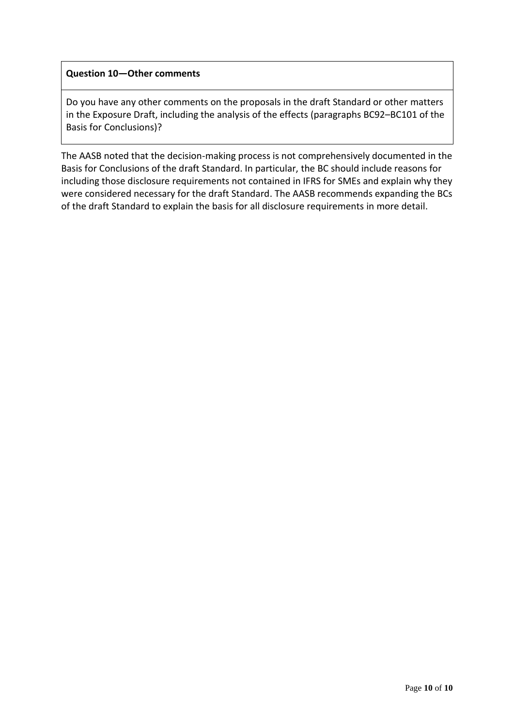| **Question 10—Other comments** |
| --- |
| Do you have any other comments on the proposals in the draft Standard or other matters in the Exposure Draft, including the analysis of the effects (paragraphs BC92–BC101 of the Basis for Conclusions)? |

The AASB noted that the decision-making process is not comprehensively documented in the Basis for Conclusions of the draft Standard. In particular, the BC should include reasons for including those disclosure requirements not contained in IFRS for SMEs and explain why they were considered necessary for the draft Standard. The AASB recommends expanding the BCs of the draft Standard to explain the basis for all disclosure requirements in more detail.